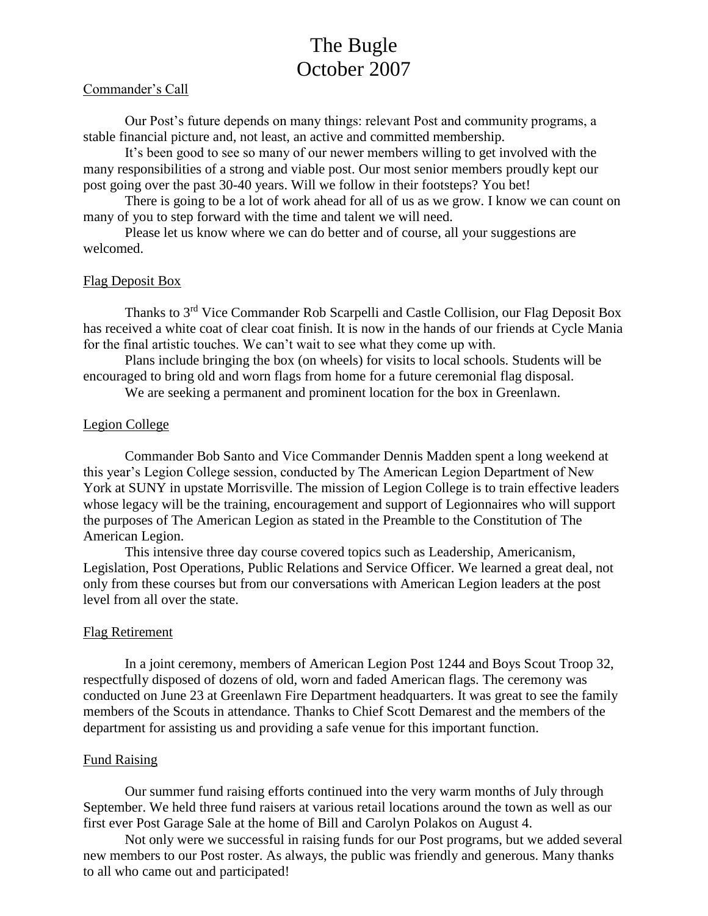# The Bugle
# October 2007

## Commander's Call

Our Post's future depends on many things: relevant Post and community programs, a stable financial picture and, not least, an active and committed membership.

It's been good to see so many of our newer members willing to get involved with the many responsibilities of a strong and viable post. Our most senior members proudly kept our post going over the past 30-40 years. Will we follow in their footsteps? You bet!

There is going to be a lot of work ahead for all of us as we grow. I know we can count on many of you to step forward with the time and talent we will need.

Please let us know where we can do better and of course, all your suggestions are welcomed.

## Flag Deposit Box

Thanks to 3rd Vice Commander Rob Scarpelli and Castle Collision, our Flag Deposit Box has received a white coat of clear coat finish. It is now in the hands of our friends at Cycle Mania for the final artistic touches. We can't wait to see what they come up with.

Plans include bringing the box (on wheels) for visits to local schools. Students will be encouraged to bring old and worn flags from home for a future ceremonial flag disposal.

We are seeking a permanent and prominent location for the box in Greenlawn.

## Legion College

Commander Bob Santo and Vice Commander Dennis Madden spent a long weekend at this year's Legion College session, conducted by The American Legion Department of New York at SUNY in upstate Morrisville. The mission of Legion College is to train effective leaders whose legacy will be the training, encouragement and support of Legionnaires who will support the purposes of The American Legion as stated in the Preamble to the Constitution of The American Legion.

This intensive three day course covered topics such as Leadership, Americanism, Legislation, Post Operations, Public Relations and Service Officer. We learned a great deal, not only from these courses but from our conversations with American Legion leaders at the post level from all over the state.

## Flag Retirement

In a joint ceremony, members of American Legion Post 1244 and Boys Scout Troop 32, respectfully disposed of dozens of old, worn and faded American flags. The ceremony was conducted on June 23 at Greenlawn Fire Department headquarters. It was great to see the family members of the Scouts in attendance. Thanks to Chief Scott Demarest and the members of the department for assisting us and providing a safe venue for this important function.

## Fund Raising

Our summer fund raising efforts continued into the very warm months of July through September. We held three fund raisers at various retail locations around the town as well as our first ever Post Garage Sale at the home of Bill and Carolyn Polakos on August 4.

Not only were we successful in raising funds for our Post programs, but we added several new members to our Post roster. As always, the public was friendly and generous. Many thanks to all who came out and participated!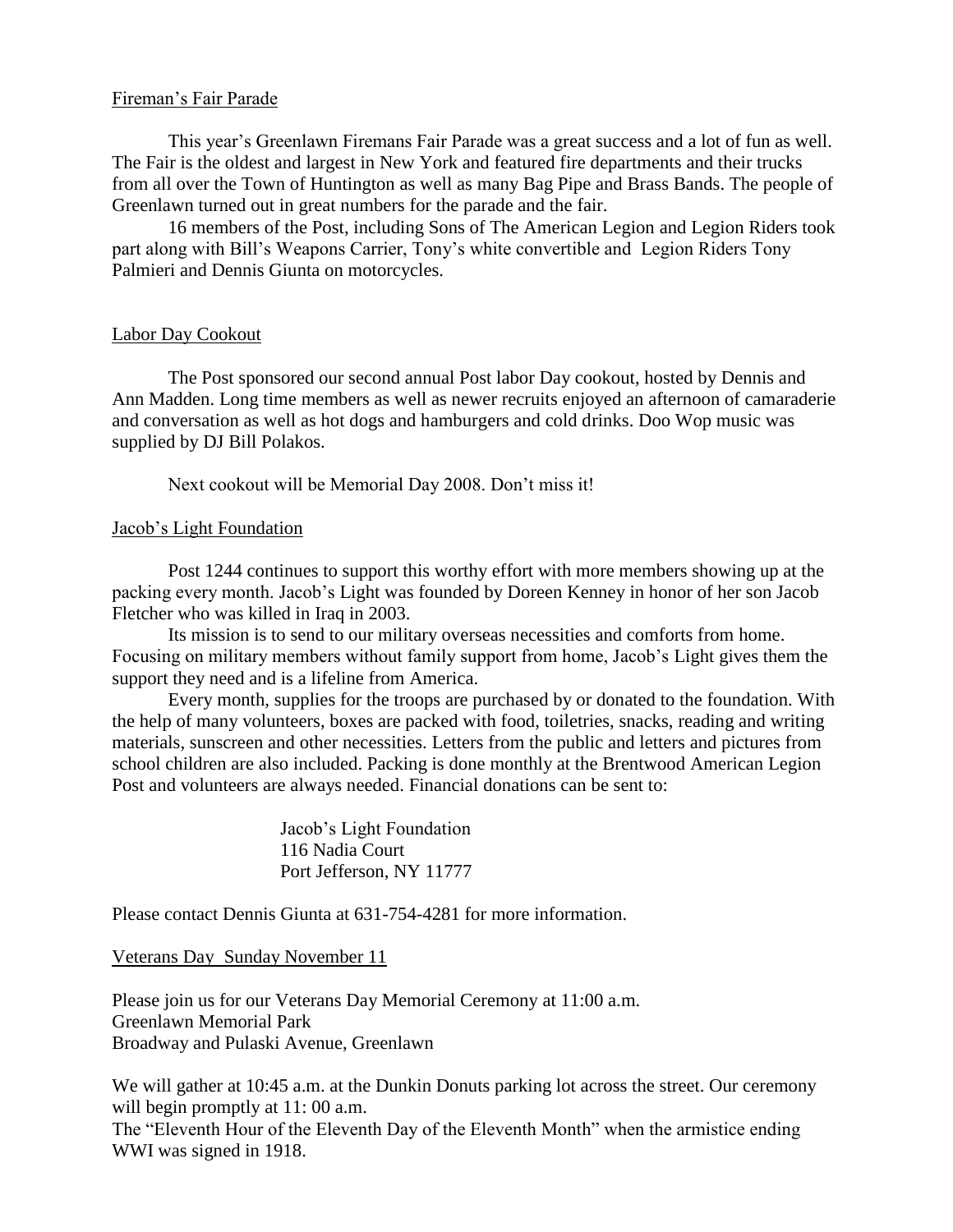## Fireman's Fair Parade

This year's Greenlawn Firemans Fair Parade was a great success and a lot of fun as well. The Fair is the oldest and largest in New York and featured fire departments and their trucks from all over the Town of Huntington as well as many Bag Pipe and Brass Bands. The people of Greenlawn turned out in great numbers for the parade and the fair.

16 members of the Post, including Sons of The American Legion and Legion Riders took part along with Bill's Weapons Carrier, Tony's white convertible and Legion Riders Tony Palmieri and Dennis Giunta on motorcycles.

## Labor Day Cookout

The Post sponsored our second annual Post labor Day cookout, hosted by Dennis and Ann Madden. Long time members as well as newer recruits enjoyed an afternoon of camaraderie and conversation as well as hot dogs and hamburgers and cold drinks. Doo Wop music was supplied by DJ Bill Polakos.

Next cookout will be Memorial Day 2008. Don't miss it!

## Jacob's Light Foundation

Post 1244 continues to support this worthy effort with more members showing up at the packing every month. Jacob's Light was founded by Doreen Kenney in honor of her son Jacob Fletcher who was killed in Iraq in 2003.

Its mission is to send to our military overseas necessities and comforts from home. Focusing on military members without family support from home, Jacob's Light gives them the support they need and is a lifeline from America.

Every month, supplies for the troops are purchased by or donated to the foundation. With the help of many volunteers, boxes are packed with food, toiletries, snacks, reading and writing materials, sunscreen and other necessities. Letters from the public and letters and pictures from school children are also included. Packing is done monthly at the Brentwood American Legion Post and volunteers are always needed. Financial donations can be sent to:

Jacob's Light Foundation  
116 Nadia Court  
Port Jefferson, NY 11777

Please contact Dennis Giunta at 631-754-4281 for more information.

## Veterans Day Sunday November 11

Please join us for our Veterans Day Memorial Ceremony at 11:00 a.m.  
Greenlawn Memorial Park  
Broadway and Pulaski Avenue, Greenlawn

We will gather at 10:45 a.m. at the Dunkin Donuts parking lot across the street. Our ceremony will begin promptly at 11: 00 a.m.  
The "Eleventh Hour of the Eleventh Day of the Eleventh Month" when the armistice ending WWI was signed in 1918.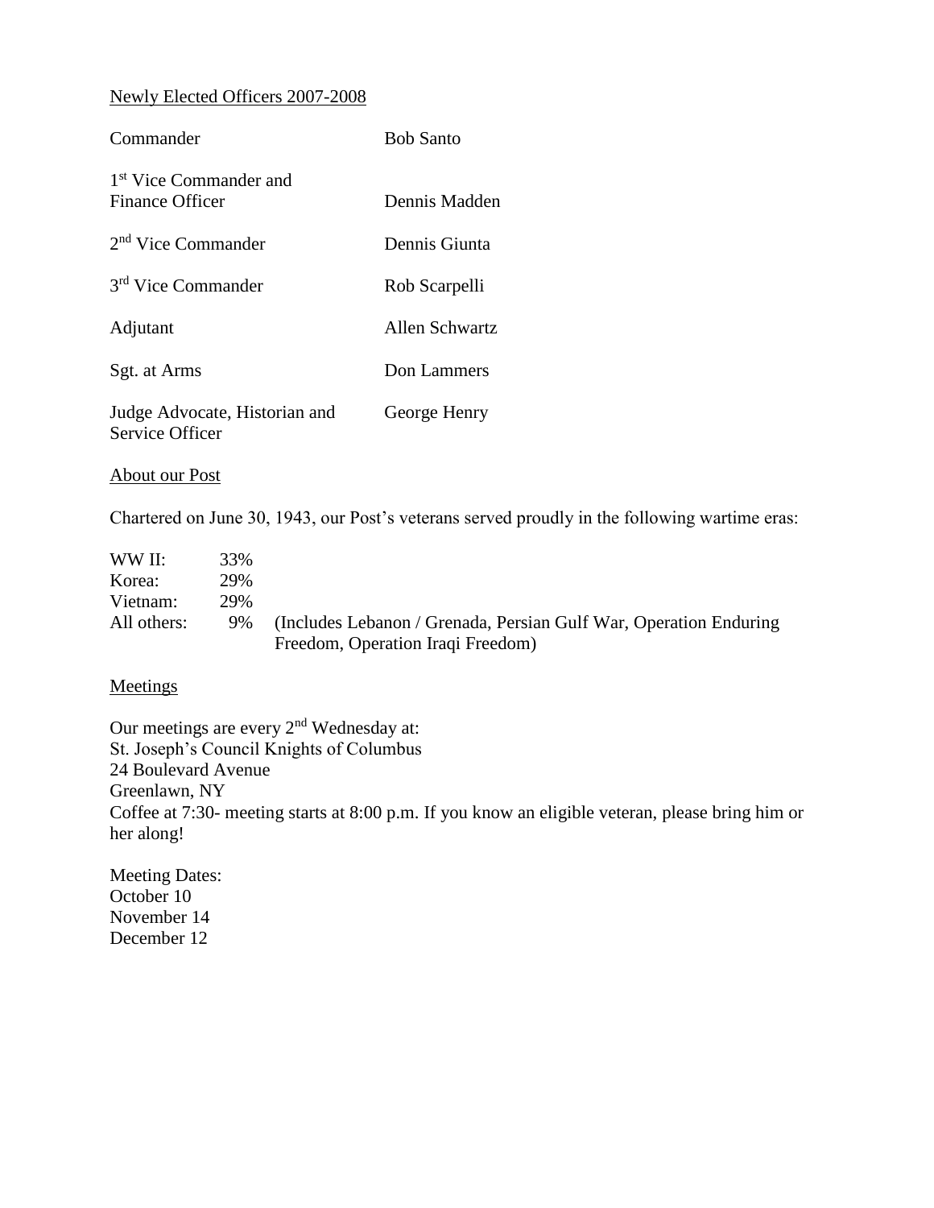Newly Elected Officers 2007-2008

| | |
|---|---|
| Commander | Bob Santo |
| 1st Vice Commander and Finance Officer | Dennis Madden |
| 2nd Vice Commander | Dennis Giunta |
| 3rd Vice Commander | Rob Scarpelli |
| Adjutant | Allen Schwartz |
| Sgt. at Arms | Don Lammers |
| Judge Advocate, Historian and Service Officer | George Henry |

About our Post

Chartered on June 30, 1943, our Post's veterans served proudly in the following wartime eras:

| | | |
|---|---|---|
| WW II: | 33% | |
| Korea: | 29% | |
| Vietnam: | 29% | |
| All others: | 9% | (Includes Lebanon / Grenada, Persian Gulf War, Operation Enduring Freedom, Operation Iraqi Freedom) |

Meetings

Our meetings are every 2nd Wednesday at:
St. Joseph's Council Knights of Columbus
24 Boulevard Avenue
Greenlawn, NY
Coffee at 7:30- meeting starts at 8:00 p.m. If you know an eligible veteran, please bring him or her along!

Meeting Dates:
October 10
November 14
December 12